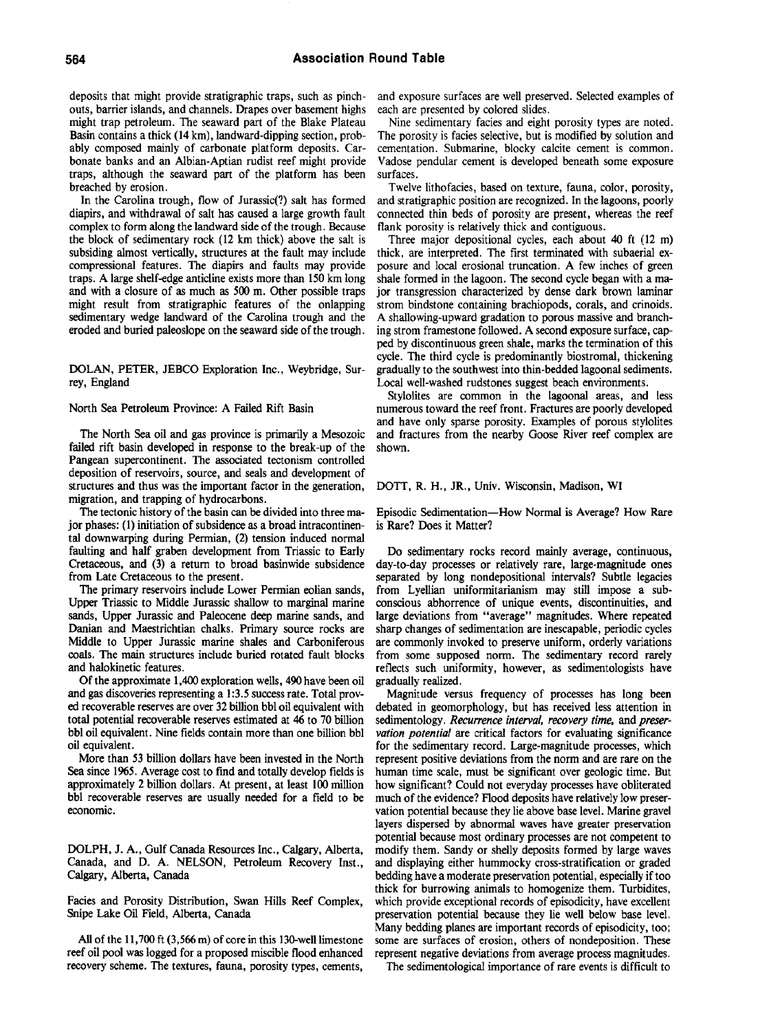deposits that might provide stratigraphic traps, such as pinch-outs, barrier islands, and channels. Drapes over basement highs might trap petroleum. The seaward part of the Blake Plateau Basin contains a thick (14 km), landward-dipping section, probably composed mainly of carbonate platform deposits. Carbonate banks and an Albian-Aptian rudist reef might provide traps, although the seaward part of the platform has been breached by erosion.

In the Carolina trough, flow of Jurassic(?) salt has formed diapirs, and withdrawal of salt has caused a large growth fault complex to form along the landward side of the trough. Because the block of sedimentary rock (12 km thick) above the salt is subsiding almost vertically, structures at the fault may include compressional features. The diapirs and faults may provide traps. A large shelf-edge anticline exists more than 150 km long and with a closure of as much as 500 m. Other possible traps might result from stratigraphic features of the onlapping sedimentary wedge landward of the Carolina trough and the eroded and buried paleoslope on the seaward side of the trough.

DOLAN, PETER, JEBCO Exploration Inc., Weybridge, Surrey, England

North Sea Petroleum Province: A Failed Rift Basin

The North Sea oil and gas province is primarily a Mesozoic failed rift basin developed in response to the break-up of the Pangean supercontinent. The associated tectonism controlled deposition of reservoirs, source, and seals and development of structures and thus was the important factor in the generation, migration, and trapping of hydrocarbons.

The tectonic history of the basin can be divided into three major phases: (1) initiation of subsidence as a broad intracontinental downwarping during Permian, (2) tension induced normal faulting and half graben development from Triassic to Early Cretaceous, and (3) a return to broad basinwide subsidence from Late Cretaceous to the present.

The primary reservoirs include Lower Permian eolian sands, Upper Triassic to Middle Jurassic shallow to marginal marine sands, Upper Jurassic and Paleocene deep marine sands, and Danian and Maestrichtian chalks. Primary source rocks are Middle to Upper Jurassic marine shales and Carboniferous coals. The main structures include buried rotated fault blocks and halokinetic features.

Of the approximate 1,400 exploration wells, 490 have been oil and gas discoveries representing a 1:3.5 success rate. Total proved recoverable reserves are over 32 billion bbl oil equivalent with total potential recoverable reserves estimated at 46 to 70 billion bbl oil equivalent. Nine fields contain more than one billion bbl oil equivalent.

More than 53 billion dollars have been invested in the North Sea since 1965. Average cost to find and totally develop fields is approximately 2 billion dollars. At present, at least 100 million bbl recoverable reserves are usually needed for a field to be economic.

DOLPH, J. A., Gulf Canada Resources Inc., Calgary, Alberta, Canada, and D. A. NELSON, Petroleum Recovery Inst., Calgary, Alberta, Canada

Facies and Porosity Distribution, Swan Hills Reef Complex, Snipe Lake Oil Field, Alberta, Canada

All of the 11,700 ft (3,566 m) of core in this 130-well limestone reef oil pool was logged for a proposed miscible flood enhanced recovery scheme. The textures, fauna, porosity types, cements, and exposure surfaces are well preserved. Selected examples of each are presented by colored slides.

Nine sedimentary facies and eight porosity types are noted. The porosity is facies selective, but is modified by solution and cementation. Submarine, blocky calcite cement is common. Vadose pendular cement is developed beneath some exposure surfaces.

Twelve lithofacies, based on texture, fauna, color, porosity, and stratigraphic position are recognized. In the lagoons, poorly connected thin beds of porosity are present, whereas the reef flank porosity is relatively thick and contiguous.

Three major depositional cycles, each about 40 ft (12 m) thick, are interpreted. The first terminated with subaerial exposure and local erosional truncation. A few inches of green shale formed in the lagoon. The second cycle began with a major transgression characterized by dense dark brown laminar strom bindstone containing brachiopods, corals, and crinoids. A shallowing-upward gradation to porous massive and branching strom framestone followed. A second exposure surface, capped by discontinuous green shale, marks the termination of this cycle. The third cycle is predominantly biostromal, thickening gradually to the southwest into thin-bedded lagoonal sediments. Local well-washed rudstones suggest beach environments.

Stylolites are common in the lagoonal areas, and less numerous toward the reef front. Fractures are poorly developed and have only sparse porosity. Examples of porous stylolites and fractures from the nearby Goose River reef complex are shown.

DOTT, R. H., JR., Univ. Wisconsin, Madison, WI

Episodic Sedimentation—How Normal is Average? How Rare is Rare? Does it Matter?

Do sedimentary rocks record mainly average, continuous, day-to-day processes or relatively rare, large-magnitude ones separated by long nondepositional intervals? Subtle legacies from Lyellian uniformitarianism may still impose a subconscious abhorrence of unique events, discontinuities, and large deviations from "average" magnitudes. Where repeated sharp changes of sedimentation are inescapable, periodic cycles are commonly invoked to preserve uniform, orderly variations from some supposed norm. The sedimentary record rarely reflects such uniformity, however, as sedimentologists have gradually realized.

Magnitude versus frequency of processes has long been debated in geomorphology, but has received less attention in sedimentology. *Recurrence interval, recovery time,* and *preservation potential* are critical factors for evaluating significance for the sedimentary record. Large-magnitude processes, which represent positive deviations from the norm and are rare on the human time scale, must be significant over geologic time. But how significant? Could not everyday processes have obliterated much of the evidence? Flood deposits have relatively low preservation potential because they lie above base level. Marine gravel layers dispersed by abnormal waves have greater preservation potential because most ordinary processes are not competent to modify them. Sandy or shelly deposits formed by large waves and displaying either hummocky cross-stratification or graded bedding have a moderate preservation potential, especially if too thick for burrowing animals to homogenize them. Turbidites, which provide exceptional records of episodicity, have excellent preservation potential because they lie well below base level. Many bedding planes are important records of episodicity, too; some are surfaces of erosion, others of nondeposition. These represent negative deviations from average process magnitudes.

The sedimentological importance of rare events is difficult to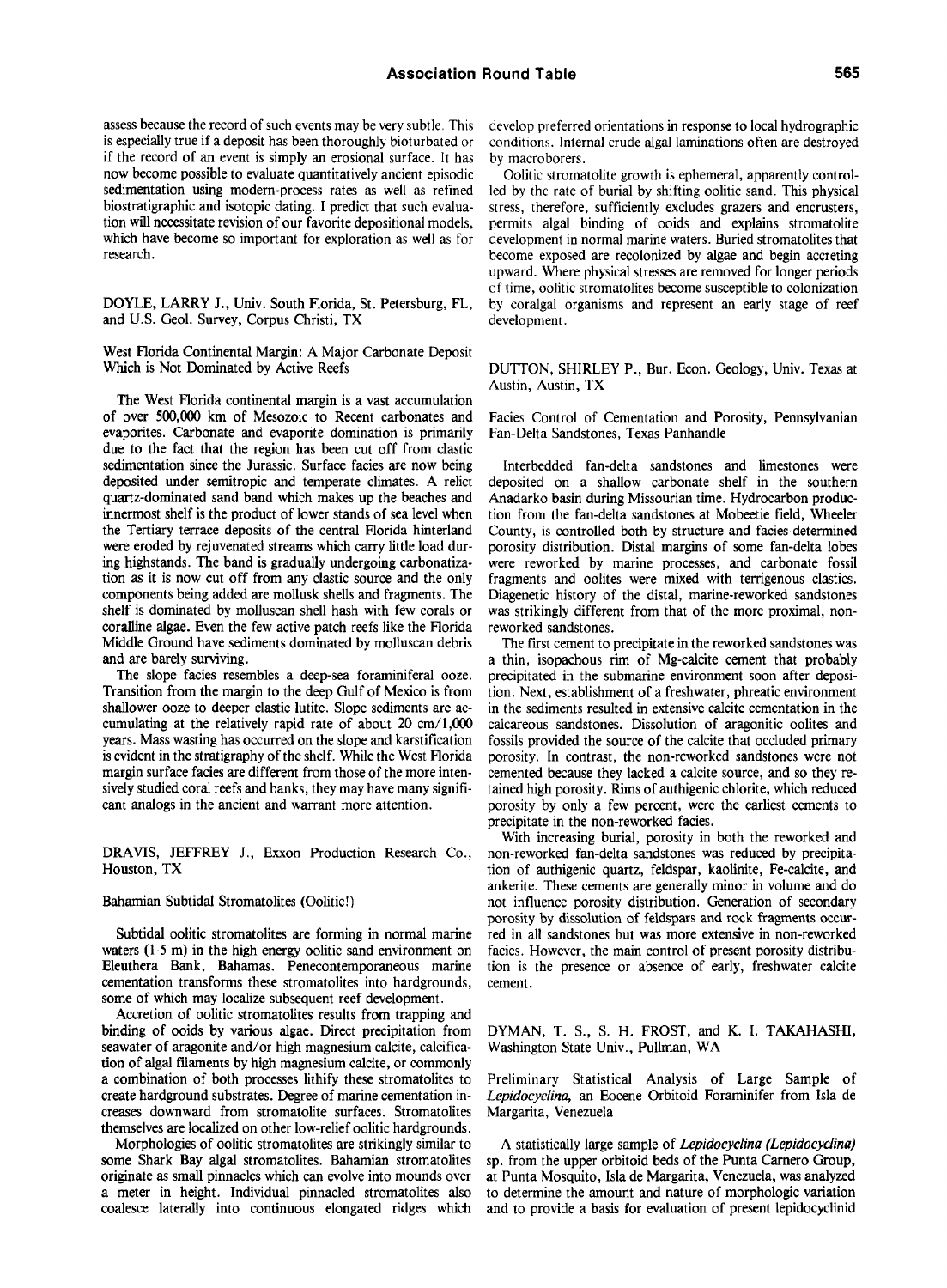assess because the record of such events may be very subtle. This is especially true if a deposit has been thoroughly bioturbated or if the record of an event is simply an erosional surface. It has now become possible to evaluate quantitatively ancient episodic sedimentation using modern-process rates as well as refined biostratigraphic and isotopic dating. I predict that such evaluation will necessitate revision of our favorite depositional models, which have become so important for exploration as well as for research.

DOYLE, LARRY J., Univ. South Florida, St. Petersburg, FL, and U.S. Geol. Survey, Corpus Christi, TX

### West Florida Continental Margin: A Major Carbonate Deposit Which is Not Dominated by Active Reefs

The West Florida continental margin is a vast accumulation of over 500,000 km of Mesozoic to Recent carbonates and evaporites. Carbonate and evaporite domination is primarily due to the fact that the region has been cut off from clastic sedimentation since the Jurassic. Surface facies are now being deposited under semitropic and temperate climates. A relict quartz-dominated sand band which makes up the beaches and innermost shelf is the product of lower stands of sea level when the Tertiary terrace deposits of the central Florida hinterland were eroded by rejuvenated streams which carry little load during highstands. The band is gradually undergoing carbonatization as it is now cut off from any clastic source and the only components being added are mollusk shells and fragments. The shelf is dominated by molluscan shell hash with few corals or coralline algae. Even the few active patch reefs like the Florida Middle Ground have sediments dominated by molluscan debris and are barely surviving.

The slope facies resembles a deep-sea foraminiferal ooze. Transition from the margin to the deep Gulf of Mexico is from shallower ooze to deeper clastic lutite. Slope sediments are accumulating at the relatively rapid rate of about 20 cm/1,000 years. Mass wasting has occurred on the slope and karstification is evident in the stratigraphy of the shelf. While the West Florida margin surface facies are different from those of the more intensively studied coral reefs and banks, they may have many significant analogs in the ancient and warrant more attention.

DRAVIS, JEFFREY J., Exxon Production Research Co., Houston, TX

### Bahamian Subtidal Stromatolites (Oolitic!)

Subtidal oolitic stromatolites are forming in normal marine waters (1-5 m) in the high energy oolitic sand environment on Eleuthera Bank, Bahamas. Penecontemporaneous marine cementation transforms these stromatolites into hardgrounds, some of which may localize subsequent reef development.

Accretion of oolitic stromatolites results from trapping and binding of ooids by various algae. Direct precipitation from seawater of aragonite and/or high magnesium calcite, calcification of algal filaments by high magnesium calcite, or commonly a combination of both processes lithify these stromatolites to create hardground substrates. Degree of marine cementation increases downward from stromatolite surfaces. Stromatolites themselves are localized on other low-relief oolitic hardgrounds.

Morphologies of oolitic stromatolites are strikingly similar to some Shark Bay algal stromatolites. Bahamian stromatolites originate as small pinnacles which can evolve into mounds over a meter in height. Individual pinnacled stromatolites also coalesce laterally into continuous elongated ridges which develop preferred orientations in response to local hydrographic conditions. Internal crude algal laminations often are destroyed by macroborers.

Oolitic stromatolite growth is ephemeral, apparently controlled by the rate of burial by shifting oolitic sand. This physical stress, therefore, sufficiently excludes grazers and encrusters, permits algal binding of ooids and explains stromatolite development in normal marine waters. Buried stromatolites that become exposed are recolonized by algae and begin accreting upward. Where physical stresses are removed for longer periods of time, oolitic stromatolites become susceptible to colonization by coralgal organisms and represent an early stage of reef development.

DUTTON, SHIRLEY P., Bur. Econ. Geology, Univ. Texas at Austin, Austin, TX

### Facies Control of Cementation and Porosity, Pennsylvanian Fan-Delta Sandstones, Texas Panhandle

Interbedded fan-delta sandstones and limestones were deposited on a shallow carbonate shelf in the southern Anadarko basin during Missourian time. Hydrocarbon production from the fan-delta sandstones at Mobeetie field, Wheeler County, is controlled both by structure and facies-determined porosity distribution. Distal margins of some fan-delta lobes were reworked by marine processes, and carbonate fossil fragments and oolites were mixed with terrigenous clastics. Diagenetic history of the distal, marine-reworked sandstones was strikingly different from that of the more proximal, non-reworked sandstones.

The first cement to precipitate in the reworked sandstones was a thin, isopachous rim of Mg-calcite cement that probably precipitated in the submarine environment soon after deposition. Next, establishment of a freshwater, phreatic environment in the sediments resulted in extensive calcite cementation in the calcareous sandstones. Dissolution of aragonitic oolites and fossils provided the source of the calcite that occluded primary porosity. In contrast, the non-reworked sandstones were not cemented because they lacked a calcite source, and so they retained high porosity. Rims of authigenic chlorite, which reduced porosity by only a few percent, were the earliest cements to precipitate in the non-reworked facies.

With increasing burial, porosity in both the reworked and non-reworked fan-delta sandstones was reduced by precipitation of authigenic quartz, feldspar, kaolinite, Fe-calcite, and ankerite. These cements are generally minor in volume and do not influence porosity distribution. Generation of secondary porosity by dissolution of feldspars and rock fragments occurred in all sandstones but was more extensive in non-reworked facies. However, the main control of present porosity distribution is the presence or absence of early, freshwater calcite cement.

DYMAN, T. S., S. H. FROST, and K. I. TAKAHASHI, Washington State Univ., Pullman, WA

### Preliminary Statistical Analysis of Large Sample of *Lepidocyclina*, an Eocene Orbitoid Foraminifer from Isla de Margarita, Venezuela

A statistically large sample of *Lepidocyclina (Lepidocyclina)* sp. from the upper orbitoid beds of the Punta Carnero Group, at Punta Mosquito, Isla de Margarita, Venezuela, was analyzed to determine the amount and nature of morphologic variation and to provide a basis for evaluation of present lepidocyclinid